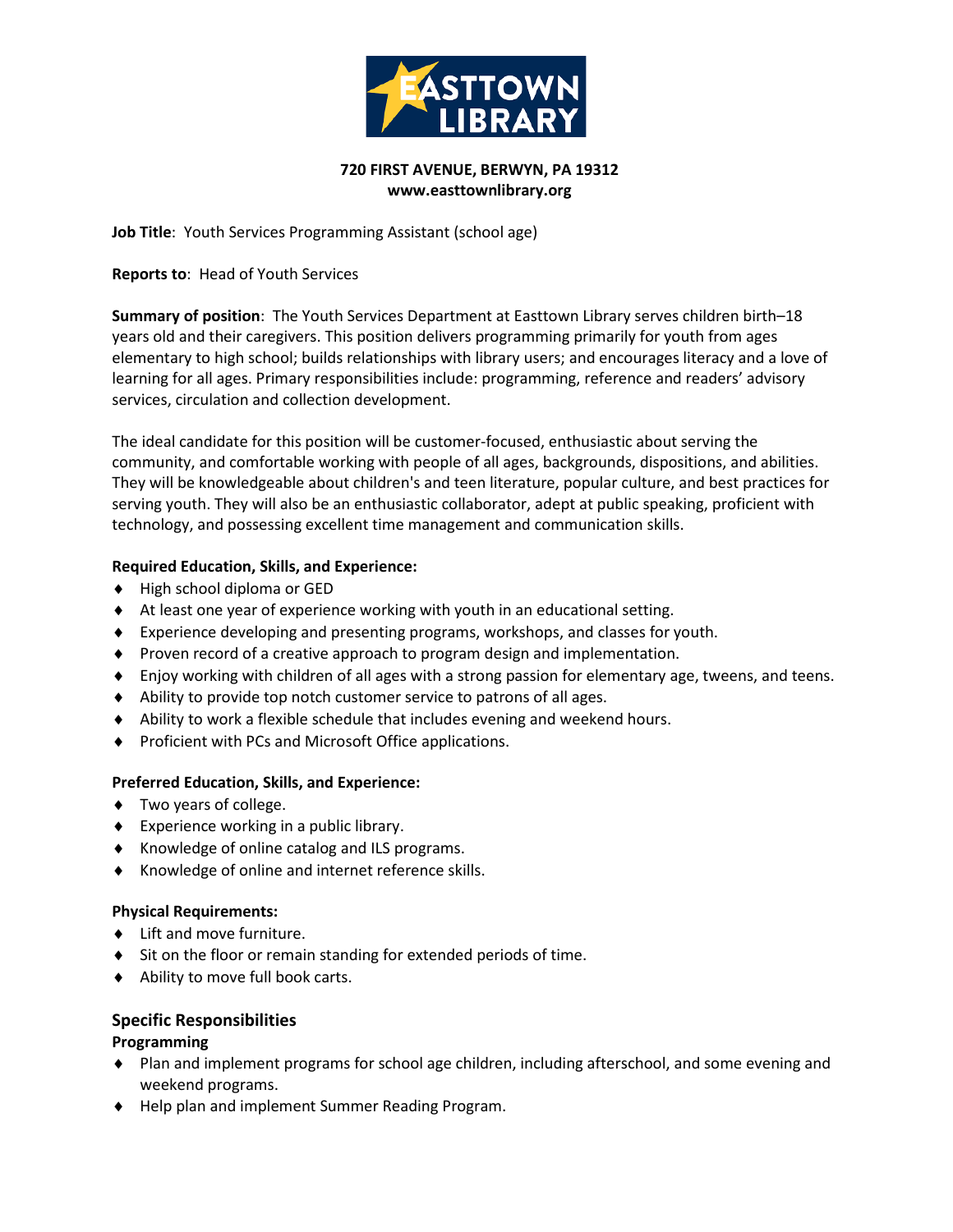**EASTTOWN LIBRARY**

**720 FIRST AVENUE, BERWYN, PA 19312**
**www.easttownlibrary.org**

**Job Title**: Youth Services Programming Assistant (school age)

**Reports to**: Head of Youth Services

**Summary of position**: The Youth Services Department at Easttown Library serves children birth–18 years old and their caregivers. This position delivers programming primarily for youth from ages elementary to high school; builds relationships with library users; and encourages literacy and a love of learning for all ages. Primary responsibilities include: programming, reference and readers' advisory services, circulation and collection development.

The ideal candidate for this position will be customer-focused, enthusiastic about serving the community, and comfortable working with people of all ages, backgrounds, dispositions, and abilities. They will be knowledgeable about children's and teen literature, popular culture, and best practices for serving youth. They will also be an enthusiastic collaborator, adept at public speaking, proficient with technology, and possessing excellent time management and communication skills.

**Required Education, Skills, and Experience:**

- High school diploma or GED
- At least one year of experience working with youth in an educational setting.
- Experience developing and presenting programs, workshops, and classes for youth.
- Proven record of a creative approach to program design and implementation.
- Enjoy working with children of all ages with a strong passion for elementary age, tweens, and teens.
- Ability to provide top notch customer service to patrons of all ages.
- Ability to work a flexible schedule that includes evening and weekend hours.
- Proficient with PCs and Microsoft Office applications.

**Preferred Education, Skills, and Experience:**

- Two years of college.
- Experience working in a public library.
- Knowledge of online catalog and ILS programs.
- Knowledge of online and internet reference skills.

**Physical Requirements:**

- Lift and move furniture.
- Sit on the floor or remain standing for extended periods of time.
- Ability to move full book carts.

## Specific Responsibilities

**Programming**

- Plan and implement programs for school age children, including afterschool, and some evening and weekend programs.
- Help plan and implement Summer Reading Program.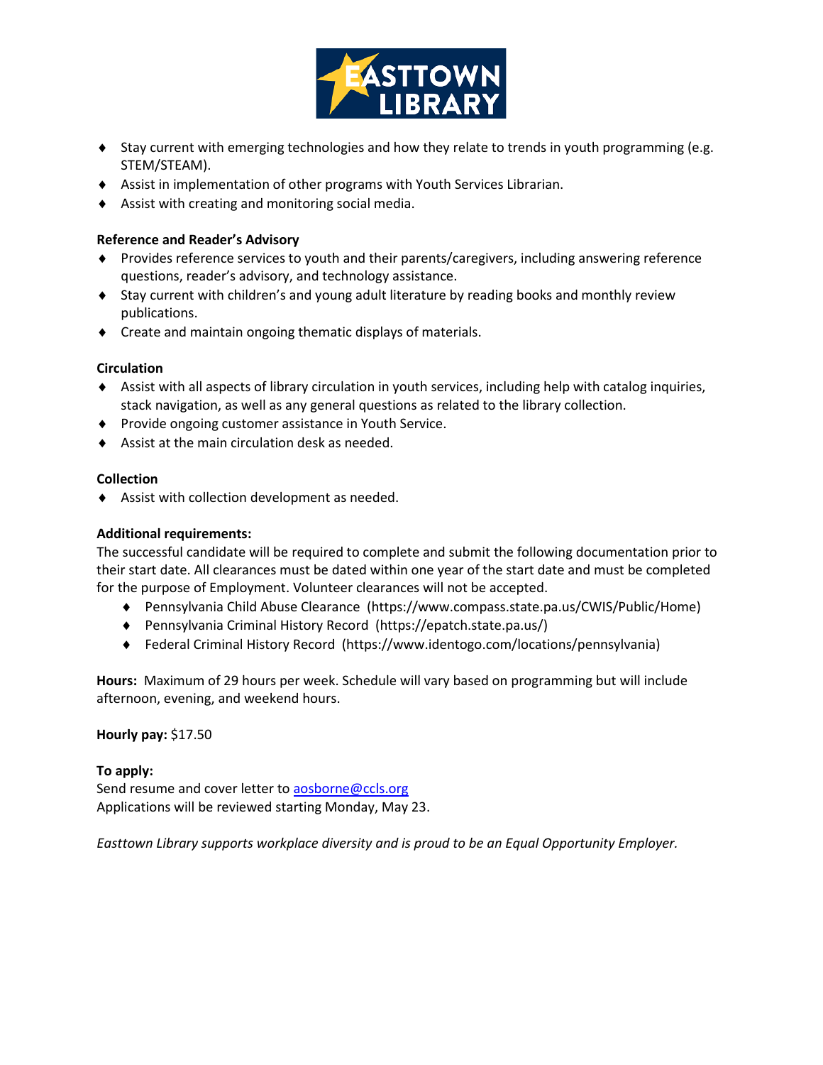- Stay current with emerging technologies and how they relate to trends in youth programming (e.g. STEM/STEAM).
- Assist in implementation of other programs with Youth Services Librarian.
- Assist with creating and monitoring social media.

**Reference and Reader's Advisory**

- Provides reference services to youth and their parents/caregivers, including answering reference questions, reader's advisory, and technology assistance.
- Stay current with children's and young adult literature by reading books and monthly review publications.
- Create and maintain ongoing thematic displays of materials.

**Circulation**

- Assist with all aspects of library circulation in youth services, including help with catalog inquiries, stack navigation, as well as any general questions as related to the library collection.
- Provide ongoing customer assistance in Youth Service.
- Assist at the main circulation desk as needed.

**Collection**

- Assist with collection development as needed.

**Additional requirements:**

The successful candidate will be required to complete and submit the following documentation prior to their start date. All clearances must be dated within one year of the start date and must be completed for the purpose of Employment. Volunteer clearances will not be accepted.

- Pennsylvania Child Abuse Clearance (https://www.compass.state.pa.us/CWIS/Public/Home)
- Pennsylvania Criminal History Record (https://epatch.state.pa.us/)
- Federal Criminal History Record (https://www.identogo.com/locations/pennsylvania)

**Hours:** Maximum of 29 hours per week. Schedule will vary based on programming but will include afternoon, evening, and weekend hours.

**Hourly pay:** $17.50

**To apply:**

Send resume and cover letter to aosborne@ccls.org
Applications will be reviewed starting Monday, May 23.

*Easttown Library supports workplace diversity and is proud to be an Equal Opportunity Employer.*